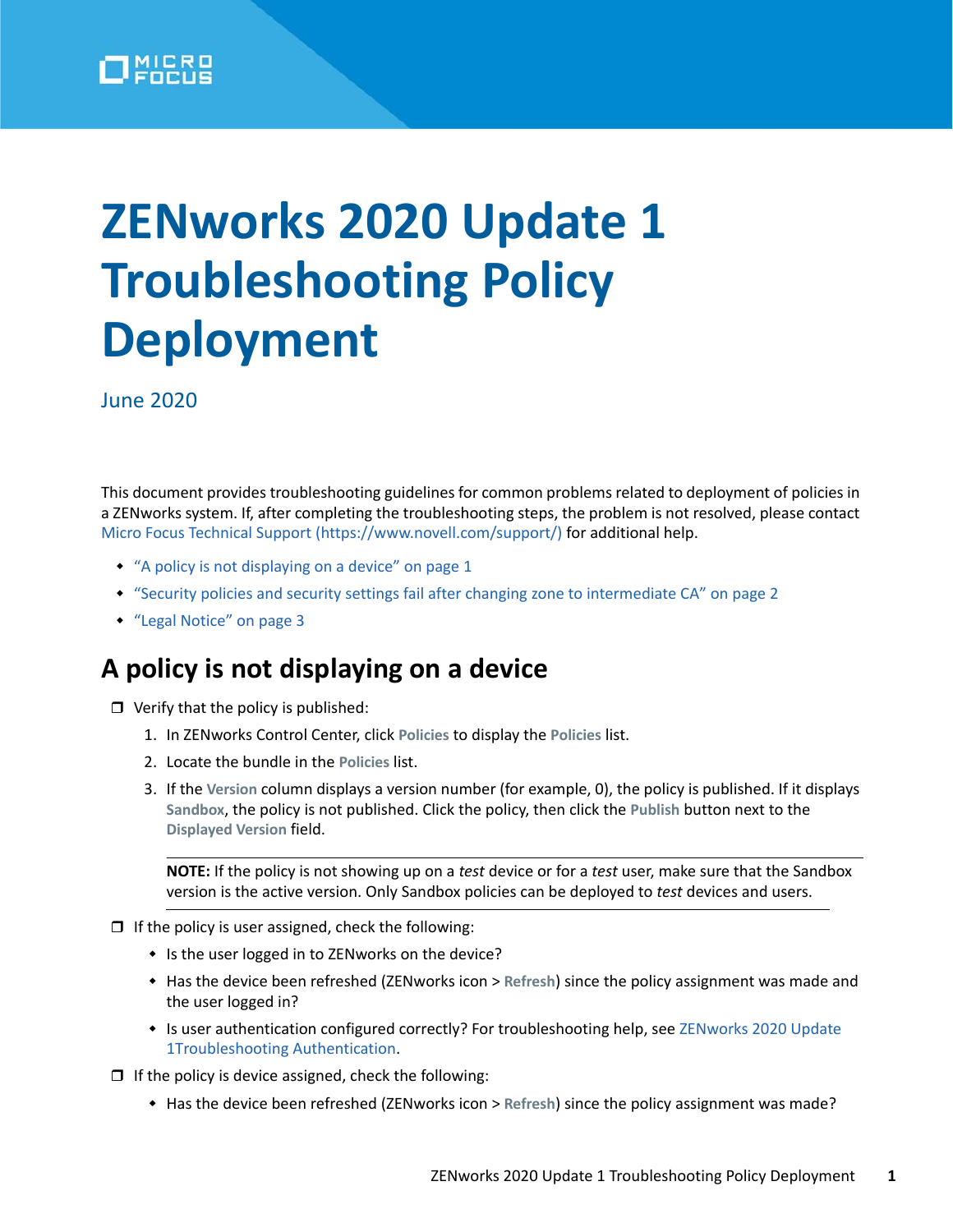# ZENworks 2020 Update 1 Troubleshooting Policy Deployment

June 2020

This document provides troubleshooting guidelines for common problems related to deployment of policies in a ZENworks system. If, after completing the troubleshooting steps, the problem is not resolved, please contact Micro Focus Technical Support (https://www.novell.com/support/) for additional help.

- "A policy is not displaying on a device" on page 1
- "Security policies and security settings fail after changing zone to intermediate CA" on page 2
- "Legal Notice" on page 3

## A policy is not displaying on a device

- ❒ Verify that the policy is published:
    1. In ZENworks Control Center, click **Policies** to display the **Policies** list.
    2. Locate the bundle in the **Policies** list.
    3. If the **Version** column displays a version number (for example, 0), the policy is published. If it displays **Sandbox**, the policy is not published. Click the policy, then click the **Publish** button next to the **Displayed Version** field.

    **NOTE:** If the policy is not showing up on a *test* device or for a *test* user, make sure that the Sandbox version is the active version. Only Sandbox policies can be deployed to *test* devices and users.

- ❒ If the policy is user assigned, check the following:
    - Is the user logged in to ZENworks on the device?
    - Has the device been refreshed (ZENworks icon > **Refresh**) since the policy assignment was made and the user logged in?
    - Is user authentication configured correctly? For troubleshooting help, see ZENworks 2020 Update 1Troubleshooting Authentication.
- ❒ If the policy is device assigned, check the following:
    - Has the device been refreshed (ZENworks icon > **Refresh**) since the policy assignment was made?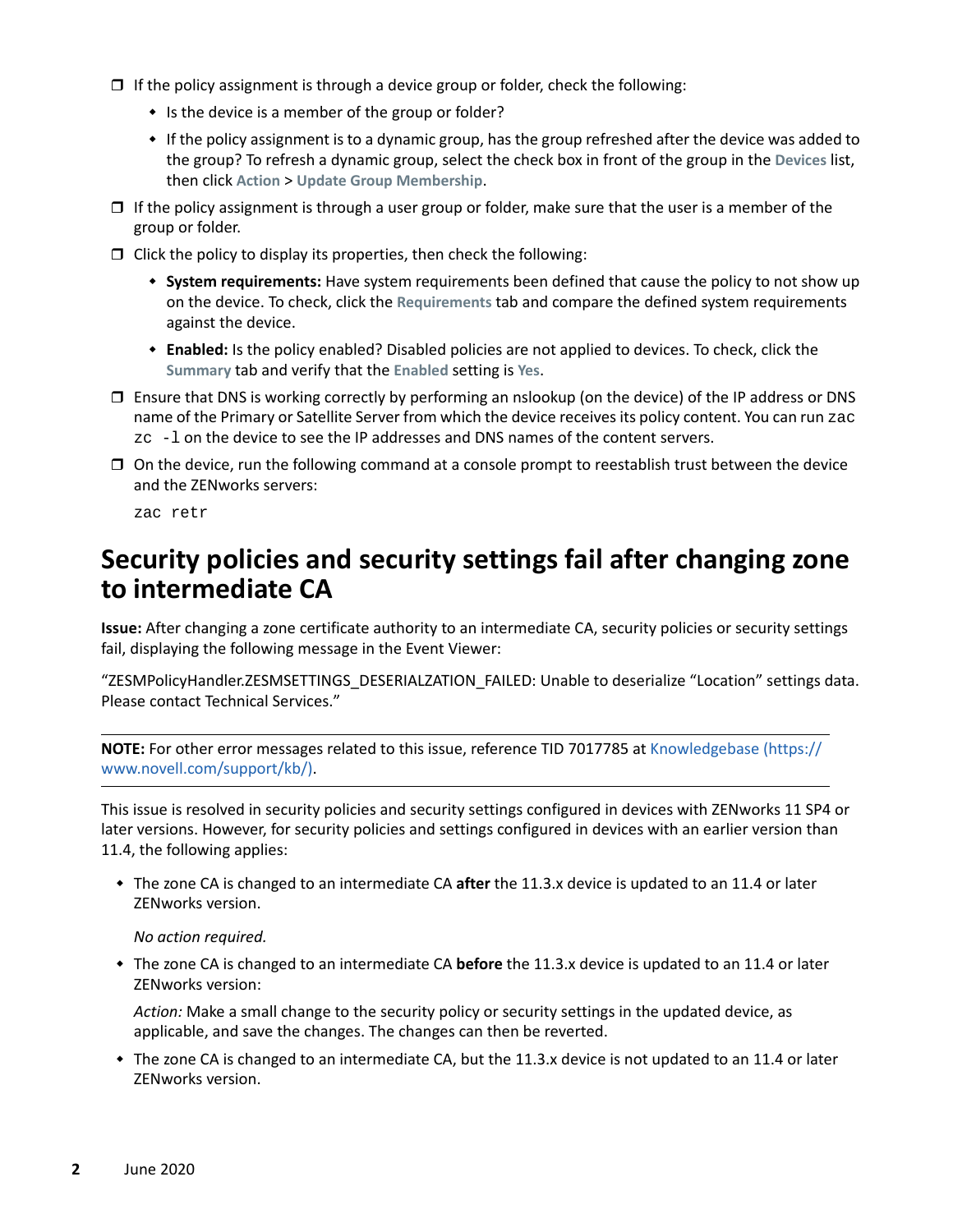- [ ] If the policy assignment is through a device group or folder, check the following:
  - Is the device is a member of the group or folder?
  - If the policy assignment is to a dynamic group, has the group refreshed after the device was added to the group? To refresh a dynamic group, select the check box in front of the group in the **Devices** list, then click **Action** > **Update Group Membership**.
- [ ] If the policy assignment is through a user group or folder, make sure that the user is a member of the group or folder.
- [ ] Click the policy to display its properties, then check the following:
  - **System requirements:** Have system requirements been defined that cause the policy to not show up on the device. To check, click the **Requirements** tab and compare the defined system requirements against the device.
  - **Enabled:** Is the policy enabled? Disabled policies are not applied to devices. To check, click the **Summary** tab and verify that the **Enabled** setting is **Yes**.
- [ ] Ensure that DNS is working correctly by performing an nslookup (on the device) of the IP address or DNS name of the Primary or Satellite Server from which the device receives its policy content. You can run `zac zc -l` on the device to see the IP addresses and DNS names of the content servers.
- [ ] On the device, run the following command at a console prompt to reestablish trust between the device and the ZENworks servers:

  ```
  zac retr
  ```

## Security policies and security settings fail after changing zone to intermediate CA

**Issue:** After changing a zone certificate authority to an intermediate CA, security policies or security settings fail, displaying the following message in the Event Viewer:

"ZESMPolicyHandler.ZESMSETTINGS_DESERIALZATION_FAILED: Unable to deserialize "Location" settings data. Please contact Technical Services."

---

**NOTE:** For other error messages related to this issue, reference TID 7017785 at Knowledgebase (https://www.novell.com/support/kb/).

---

This issue is resolved in security policies and security settings configured in devices with ZENworks 11 SP4 or later versions. However, for security policies and settings configured in devices with an earlier version than 11.4, the following applies:

- The zone CA is changed to an intermediate CA **after** the 11.3.x device is updated to an 11.4 or later ZENworks version.

  *No action required.*

- The zone CA is changed to an intermediate CA **before** the 11.3.x device is updated to an 11.4 or later ZENworks version:

  *Action:* Make a small change to the security policy or security settings in the updated device, as applicable, and save the changes. The changes can then be reverted.

- The zone CA is changed to an intermediate CA, but the 11.3.x device is not updated to an 11.4 or later ZENworks version.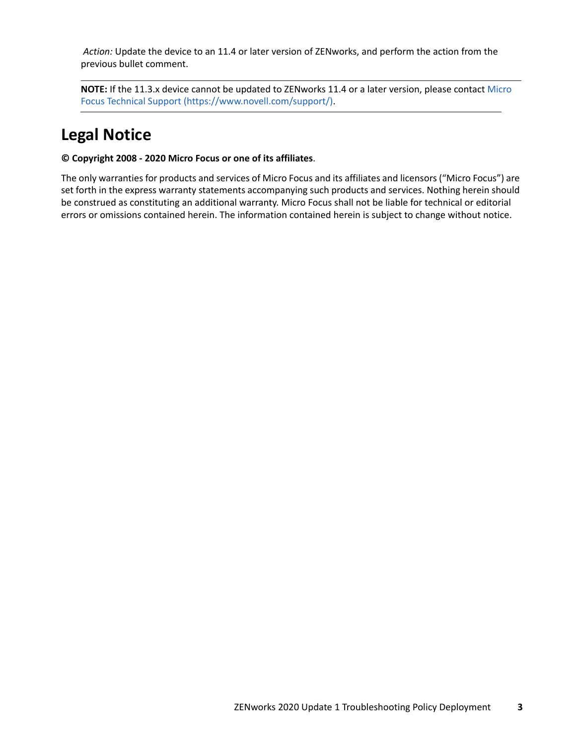*Action:* Update the device to an 11.4 or later version of ZENworks, and perform the action from the previous bullet comment.

---

**NOTE:** If the 11.3.x device cannot be updated to ZENworks 11.4 or a later version, please contact Micro Focus Technical Support (https://www.novell.com/support/).

---

## Legal Notice

**© Copyright 2008 - 2020 Micro Focus or one of its affiliates**.

The only warranties for products and services of Micro Focus and its affiliates and licensors ("Micro Focus") are set forth in the express warranty statements accompanying such products and services. Nothing herein should be construed as constituting an additional warranty. Micro Focus shall not be liable for technical or editorial errors or omissions contained herein. The information contained herein is subject to change without notice.